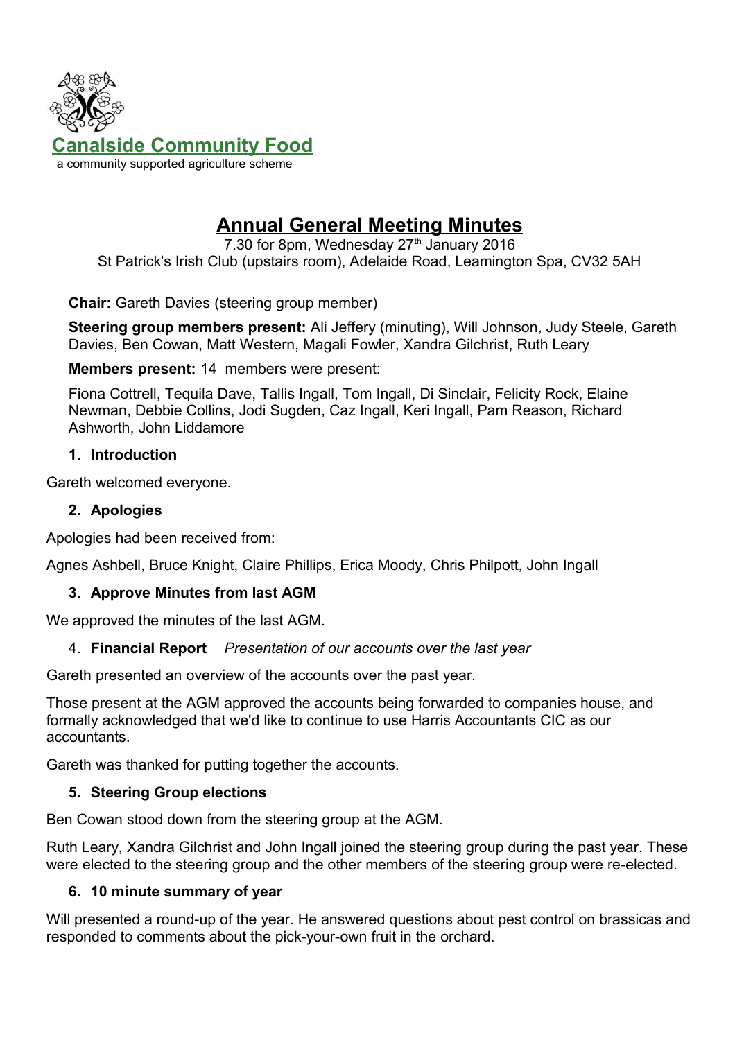**Canalside Community Food**

a community supported agriculture scheme

# Annual General Meeting Minutes

7.30 for 8pm, Wednesday 27th January 2016

St Patrick's Irish Club (upstairs room), Adelaide Road, Leamington Spa, CV32 5AH

**Chair:** Gareth Davies (steering group member)

**Steering group members present:** Ali Jeffery (minuting), Will Johnson, Judy Steele, Gareth Davies, Ben Cowan, Matt Western, Magali Fowler, Xandra Gilchrist, Ruth Leary

**Members present:** 14 members were present:

Fiona Cottrell, Tequila Dave, Tallis Ingall, Tom Ingall, Di Sinclair, Felicity Rock, Elaine Newman, Debbie Collins, Jodi Sugden, Caz Ingall, Keri Ingall, Pam Reason, Richard Ashworth, John Liddamore

### 1. Introduction

Gareth welcomed everyone.

### 2. Apologies

Apologies had been received from:

Agnes Ashbell, Bruce Knight, Claire Phillips, Erica Moody, Chris Philpott, John Ingall

### 3. Approve Minutes from last AGM

We approved the minutes of the last AGM.

### 4. Financial Report *Presentation of our accounts over the last year*

Gareth presented an overview of the accounts over the past year.

Those present at the AGM approved the accounts being forwarded to companies house, and formally acknowledged that we'd like to continue to use Harris Accountants CIC as our accountants.

Gareth was thanked for putting together the accounts.

### 5. Steering Group elections

Ben Cowan stood down from the steering group at the AGM.

Ruth Leary, Xandra Gilchrist and John Ingall joined the steering group during the past year. These were elected to the steering group and the other members of the steering group were re-elected.

### 6. 10 minute summary of year

Will presented a round-up of the year. He answered questions about pest control on brassicas and responded to comments about the pick-your-own fruit in the orchard.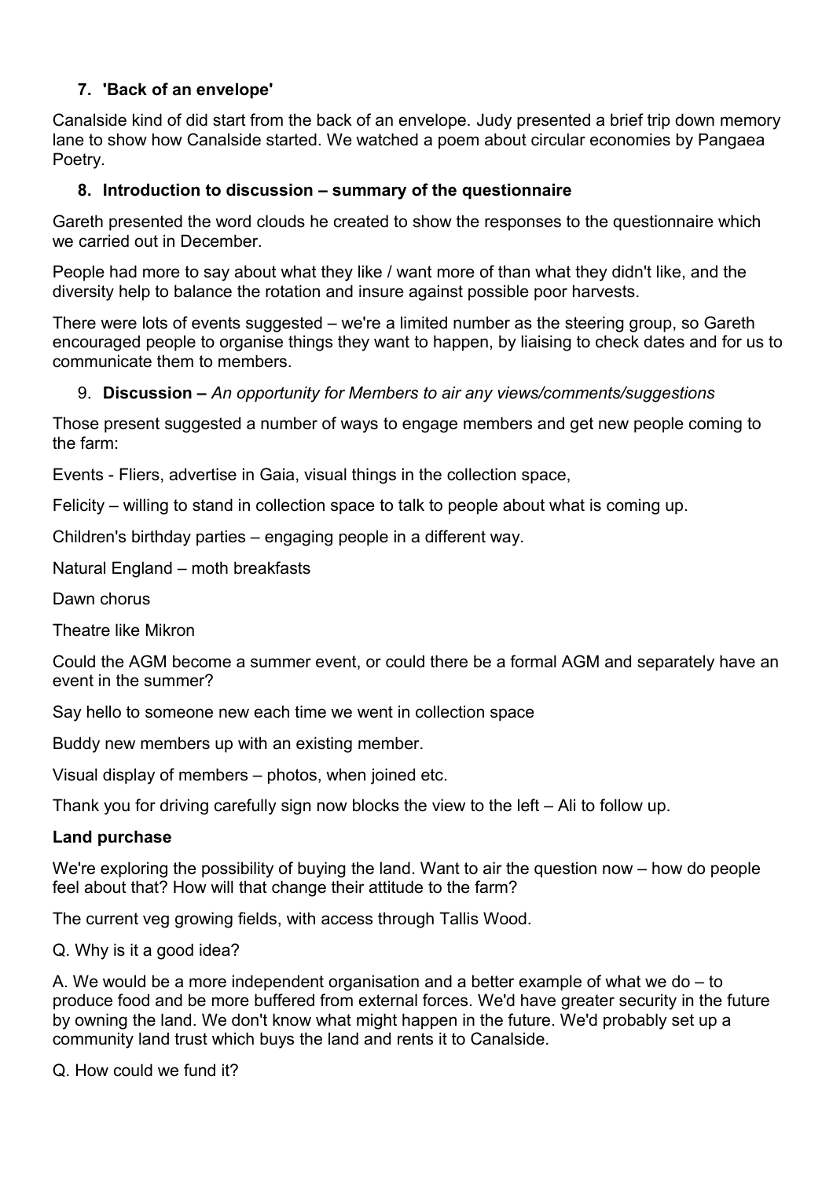### 7. 'Back of an envelope'

Canalside kind of did start from the back of an envelope. Judy presented a brief trip down memory lane to show how Canalside started. We watched a poem about circular economies by Pangaea Poetry.

### 8. Introduction to discussion – summary of the questionnaire

Gareth presented the word clouds he created to show the responses to the questionnaire which we carried out in December.

People had more to say about what they like / want more of than what they didn't like, and the diversity help to balance the rotation and insure against possible poor harvests.

There were lots of events suggested – we're a limited number as the steering group, so Gareth encouraged people to organise things they want to happen, by liaising to check dates and for us to communicate them to members.

### 9. **Discussion –** *An opportunity for Members to air any views/comments/suggestions*

Those present suggested a number of ways to engage members and get new people coming to the farm:

Events - Fliers, advertise in Gaia, visual things in the collection space,

Felicity – willing to stand in collection space to talk to people about what is coming up.

Children's birthday parties – engaging people in a different way.

Natural England – moth breakfasts

Dawn chorus

Theatre like Mikron

Could the AGM become a summer event, or could there be a formal AGM and separately have an event in the summer?

Say hello to someone new each time we went in collection space

Buddy new members up with an existing member.

Visual display of members – photos, when joined etc.

Thank you for driving carefully sign now blocks the view to the left – Ali to follow up.

**Land purchase**

We're exploring the possibility of buying the land. Want to air the question now – how do people feel about that? How will that change their attitude to the farm?

The current veg growing fields, with access through Tallis Wood.

Q. Why is it a good idea?

A. We would be a more independent organisation and a better example of what we do – to produce food and be more buffered from external forces. We'd have greater security in the future by owning the land. We don't know what might happen in the future. We'd probably set up a community land trust which buys the land and rents it to Canalside.

Q. How could we fund it?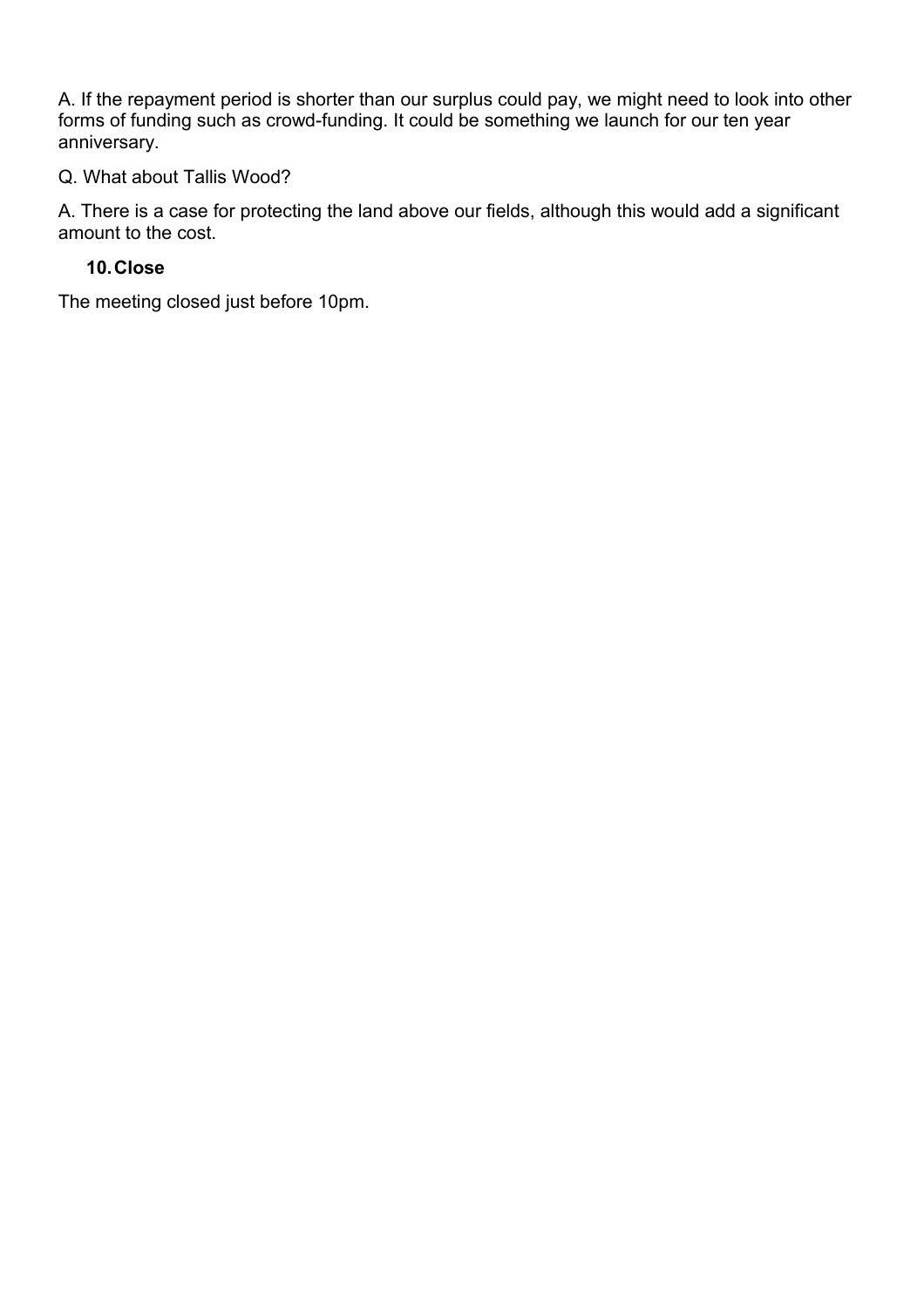A. If the repayment period is shorter than our surplus could pay, we might need to look into other forms of funding such as crowd-funding. It could be something we launch for our ten year anniversary.

Q. What about Tallis Wood?

A. There is a case for protecting the land above our fields, although this would add a significant amount to the cost.

### 10. Close

The meeting closed just before 10pm.